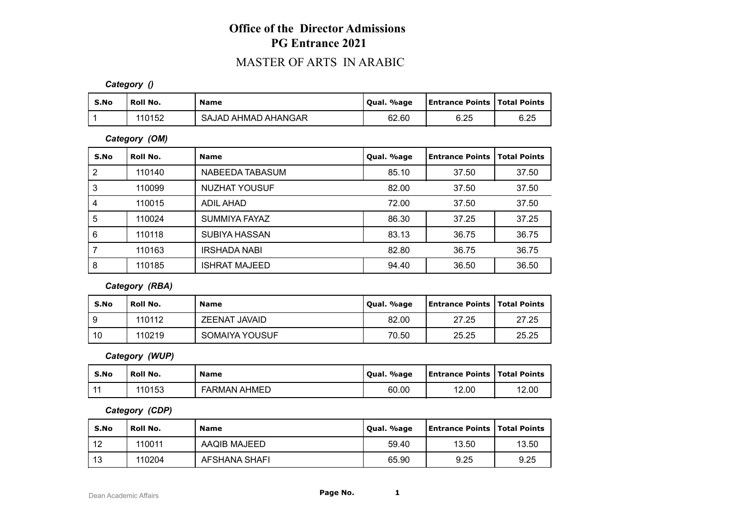# Office of the Director Admissions
## PG Entrance 2021
### MASTER OF ARTS IN ARABIC

***Category ()***

| S.No | Roll No. | Name | Qual. %age | Entrance Points | Total Points |
|---|---|---|---|---|---|
| 1 | 110152 | SAJAD AHMAD AHANGAR | 62.60 | 6.25 | 6.25 |

***Category (OM)***

| S.No | Roll No. | Name | Qual. %age | Entrance Points | Total Points |
|---|---|---|---|---|---|
| 2 | 110140 | NABEEDA TABASUM | 85.10 | 37.50 | 37.50 |
| 3 | 110099 | NUZHAT YOUSUF | 82.00 | 37.50 | 37.50 |
| 4 | 110015 | ADIL AHAD | 72.00 | 37.50 | 37.50 |
| 5 | 110024 | SUMMIYA FAYAZ | 86.30 | 37.25 | 37.25 |
| 6 | 110118 | SUBIYA HASSAN | 83.13 | 36.75 | 36.75 |
| 7 | 110163 | IRSHADA NABI | 82.80 | 36.75 | 36.75 |
| 8 | 110185 | ISHRAT MAJEED | 94.40 | 36.50 | 36.50 |

***Category (RBA)***

| S.No | Roll No. | Name | Qual. %age | Entrance Points | Total Points |
|---|---|---|---|---|---|
| 9 | 110112 | ZEENAT JAVAID | 82.00 | 27.25 | 27.25 |
| 10 | 110219 | SOMAIYA YOUSUF | 70.50 | 25.25 | 25.25 |

***Category (WUP)***

| S.No | Roll No. | Name | Qual. %age | Entrance Points | Total Points |
|---|---|---|---|---|---|
| 11 | 110153 | FARMAN AHMED | 60.00 | 12.00 | 12.00 |

***Category (CDP)***

| S.No | Roll No. | Name | Qual. %age | Entrance Points | Total Points |
|---|---|---|---|---|---|
| 12 | 110011 | AAQIB MAJEED | 59.40 | 13.50 | 13.50 |
| 13 | 110204 | AFSHANA SHAFI | 65.90 | 9.25 | 9.25 |

Dean Academic Affairs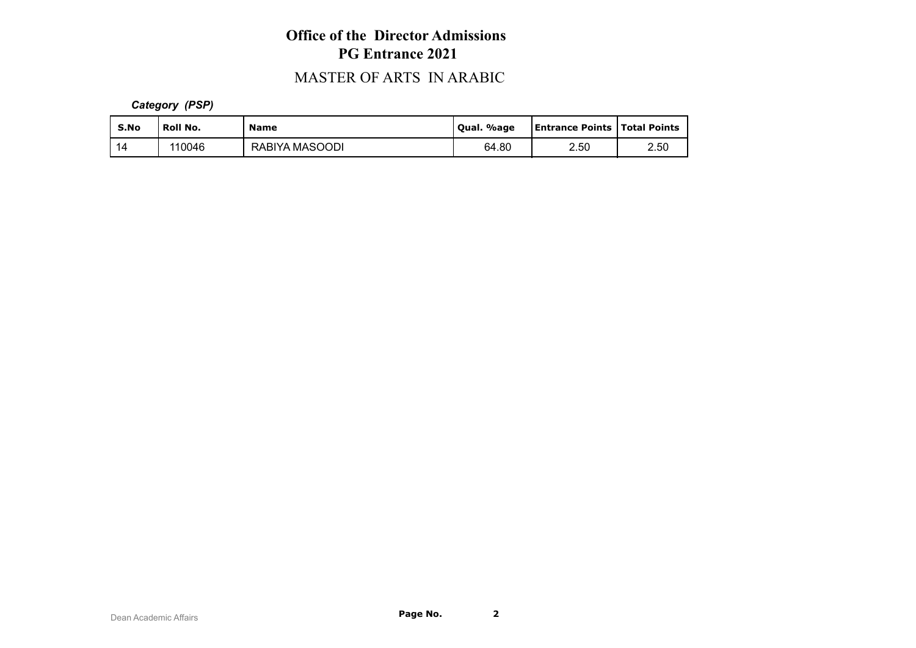# Office of the Director Admissions
## PG Entrance 2021
### MASTER OF ARTS IN ARABIC

***Category (PSP)***

| S.No | Roll No. | Name | Qual. %age | Entrance Points | Total Points |
|---|---|---|---|---|---|
| 14 | 110046 | RABIYA MASOODI | 64.80 | 2.50 | 2.50 |

Dean Academic Affairs